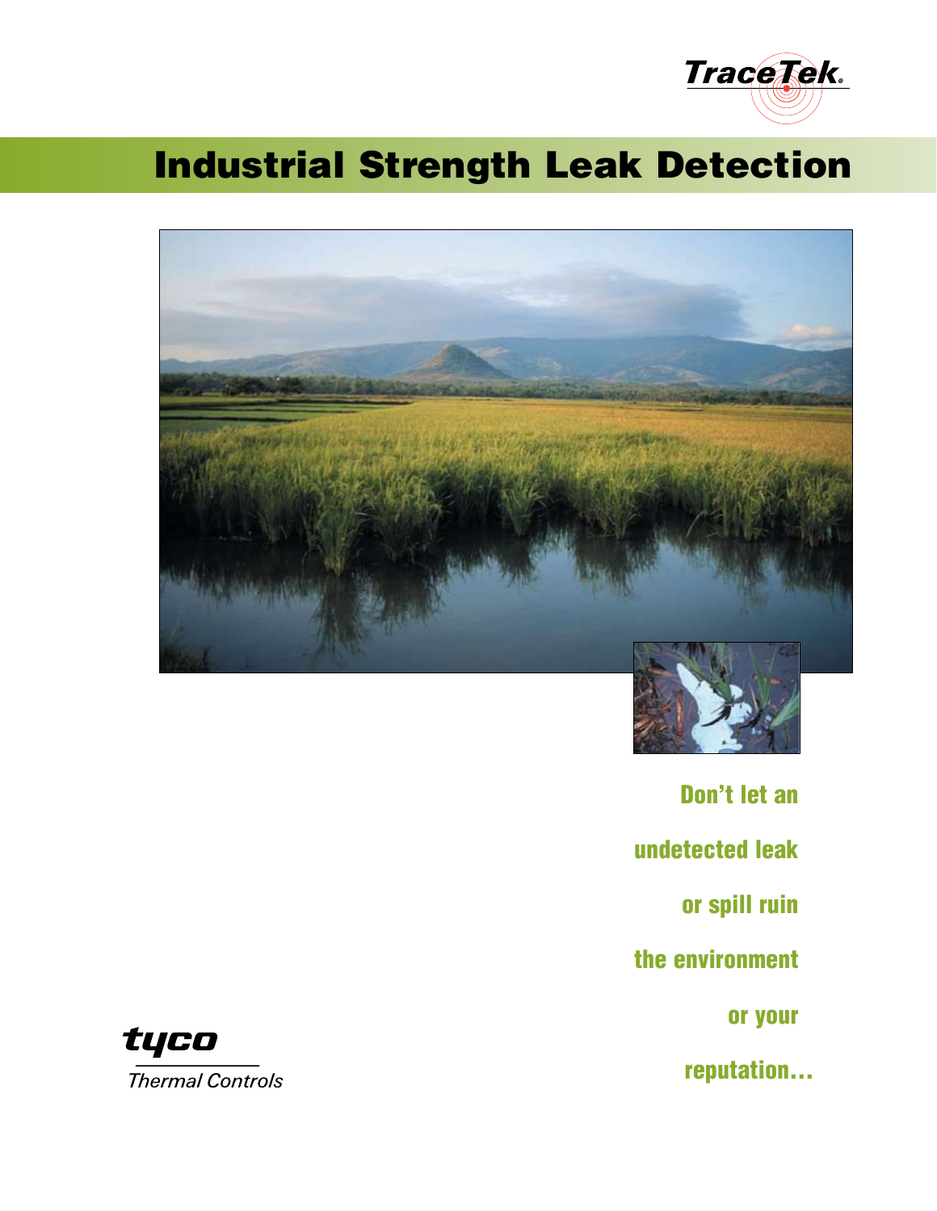TraceTek®

# Industrial Strength Leak Detection

**Don't let an undetected leak or spill ruin the environment or your reputation…**

tyco

Thermal Controls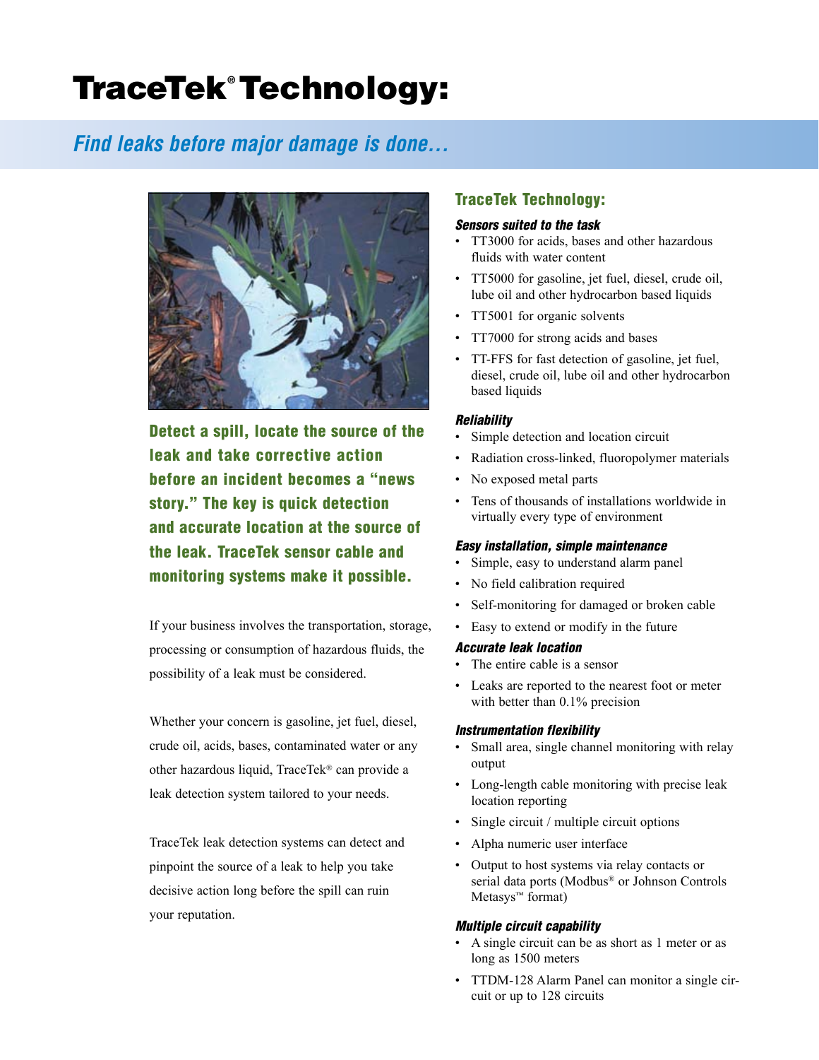# TraceTek® Technology:

## *Find leaks before major damage is done…*

**Detect a spill, locate the source of the leak and take corrective action before an incident becomes a "news story." The key is quick detection and accurate location at the source of the leak. TraceTek sensor cable and monitoring systems make it possible.**

If your business involves the transportation, storage, processing or consumption of hazardous fluids, the possibility of a leak must be considered.

Whether your concern is gasoline, jet fuel, diesel, crude oil, acids, bases, contaminated water or any other hazardous liquid, TraceTek® can provide a leak detection system tailored to your needs.

TraceTek leak detection systems can detect and pinpoint the source of a leak to help you take decisive action long before the spill can ruin your reputation.

### TraceTek Technology:

***Sensors suited to the task***

- TT3000 for acids, bases and other hazardous fluids with water content
- TT5000 for gasoline, jet fuel, diesel, crude oil, lube oil and other hydrocarbon based liquids
- TT5001 for organic solvents
- TT7000 for strong acids and bases
- TT-FFS for fast detection of gasoline, jet fuel, diesel, crude oil, lube oil and other hydrocarbon based liquids

***Reliability***

- Simple detection and location circuit
- Radiation cross-linked, fluoropolymer materials
- No exposed metal parts
- Tens of thousands of installations worldwide in virtually every type of environment

***Easy installation, simple maintenance***

- Simple, easy to understand alarm panel
- No field calibration required
- Self-monitoring for damaged or broken cable
- Easy to extend or modify in the future

***Accurate leak location***

- The entire cable is a sensor
- Leaks are reported to the nearest foot or meter with better than 0.1% precision

***Instrumentation flexibility***

- Small area, single channel monitoring with relay output
- Long-length cable monitoring with precise leak location reporting
- Single circuit / multiple circuit options
- Alpha numeric user interface
- Output to host systems via relay contacts or serial data ports (Modbus® or Johnson Controls Metasys™ format)

***Multiple circuit capability***

- A single circuit can be as short as 1 meter or as long as 1500 meters
- TTDM-128 Alarm Panel can monitor a single circuit or up to 128 circuits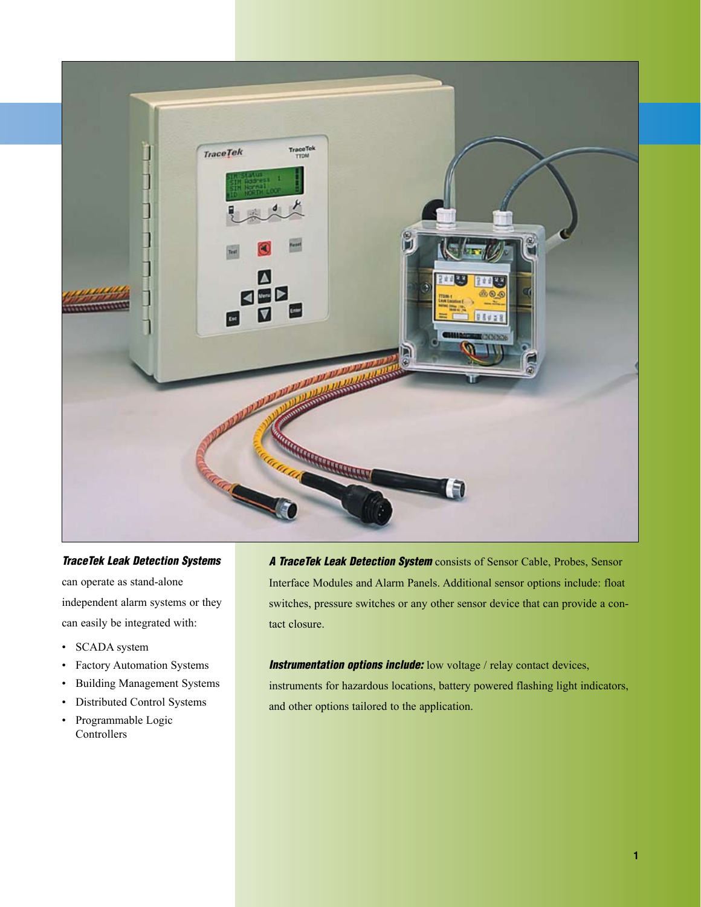***TraceTek Leak Detection Systems*** can operate as stand-alone independent alarm systems or they can easily be integrated with:

- SCADA system
- Factory Automation Systems
- Building Management Systems
- Distributed Control Systems
- Programmable Logic Controllers

***A TraceTek Leak Detection System*** consists of Sensor Cable, Probes, Sensor Interface Modules and Alarm Panels. Additional sensor options include: float switches, pressure switches or any other sensor device that can provide a contact closure.

***Instrumentation options include:*** low voltage / relay contact devices, instruments for hazardous locations, battery powered flashing light indicators, and other options tailored to the application.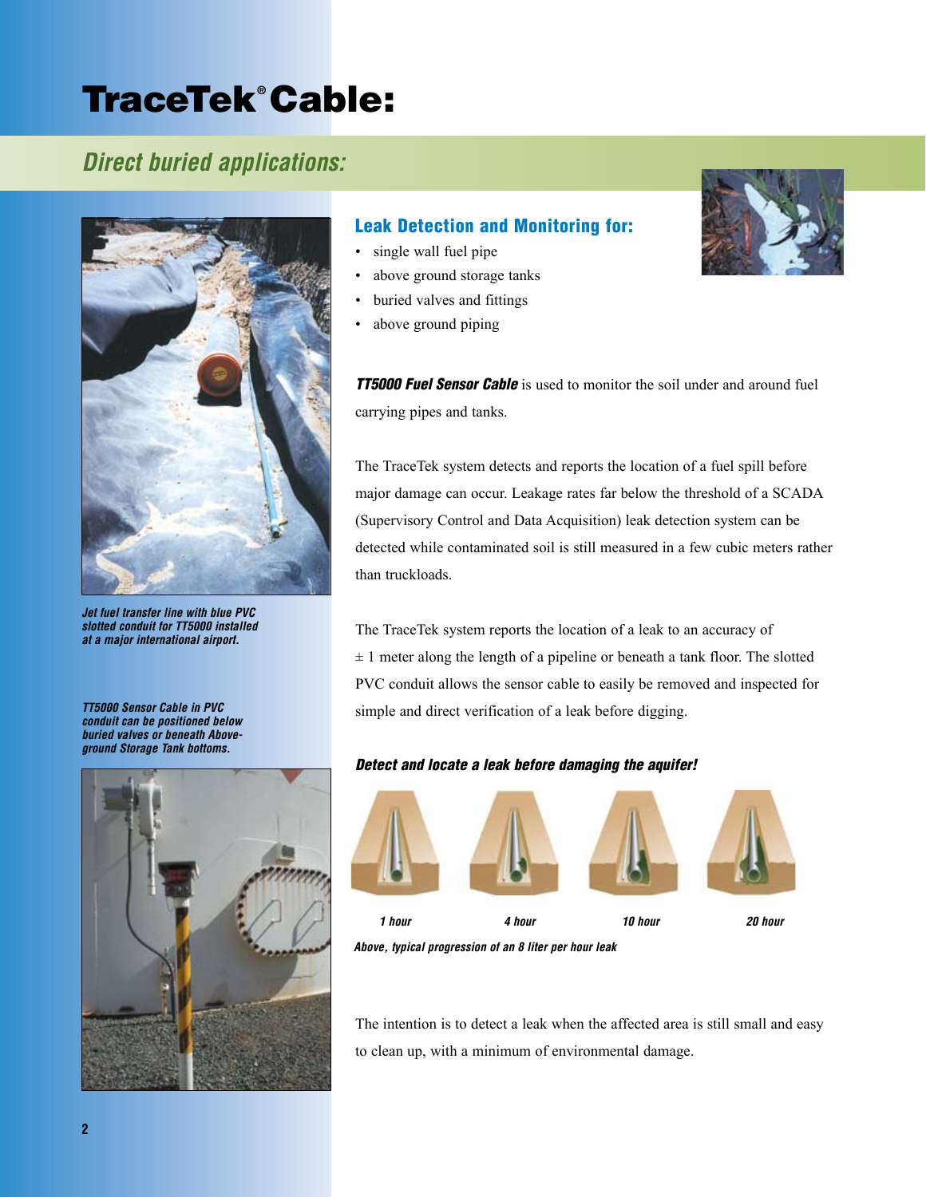# TraceTek® Cable:

## Direct buried applications:

*Jet fuel transfer line with blue PVC slotted conduit for TT5000 installed at a major international airport.*

*TT5000 Sensor Cable in PVC conduit can be positioned below buried valves or beneath Above-ground Storage Tank bottoms.*

### Leak Detection and Monitoring for:

- single wall fuel pipe
- above ground storage tanks
- buried valves and fittings
- above ground piping

***TT5000 Fuel Sensor Cable*** is used to monitor the soil under and around fuel carrying pipes and tanks.

The TraceTek system detects and reports the location of a fuel spill before major damage can occur. Leakage rates far below the threshold of a SCADA (Supervisory Control and Data Acquisition) leak detection system can be detected while contaminated soil is still measured in a few cubic meters rather than truckloads.

The TraceTek system reports the location of a leak to an accuracy of ± 1 meter along the length of a pipeline or beneath a tank floor. The slotted PVC conduit allows the sensor cable to easily be removed and inspected for simple and direct verification of a leak before digging.

***Detect and locate a leak before damaging the aquifer!***

*1 hour* *4 hour* *10 hour* *20 hour*

*Above, typical progression of an 8 liter per hour leak*

The intention is to detect a leak when the affected area is still small and easy to clean up, with a minimum of environmental damage.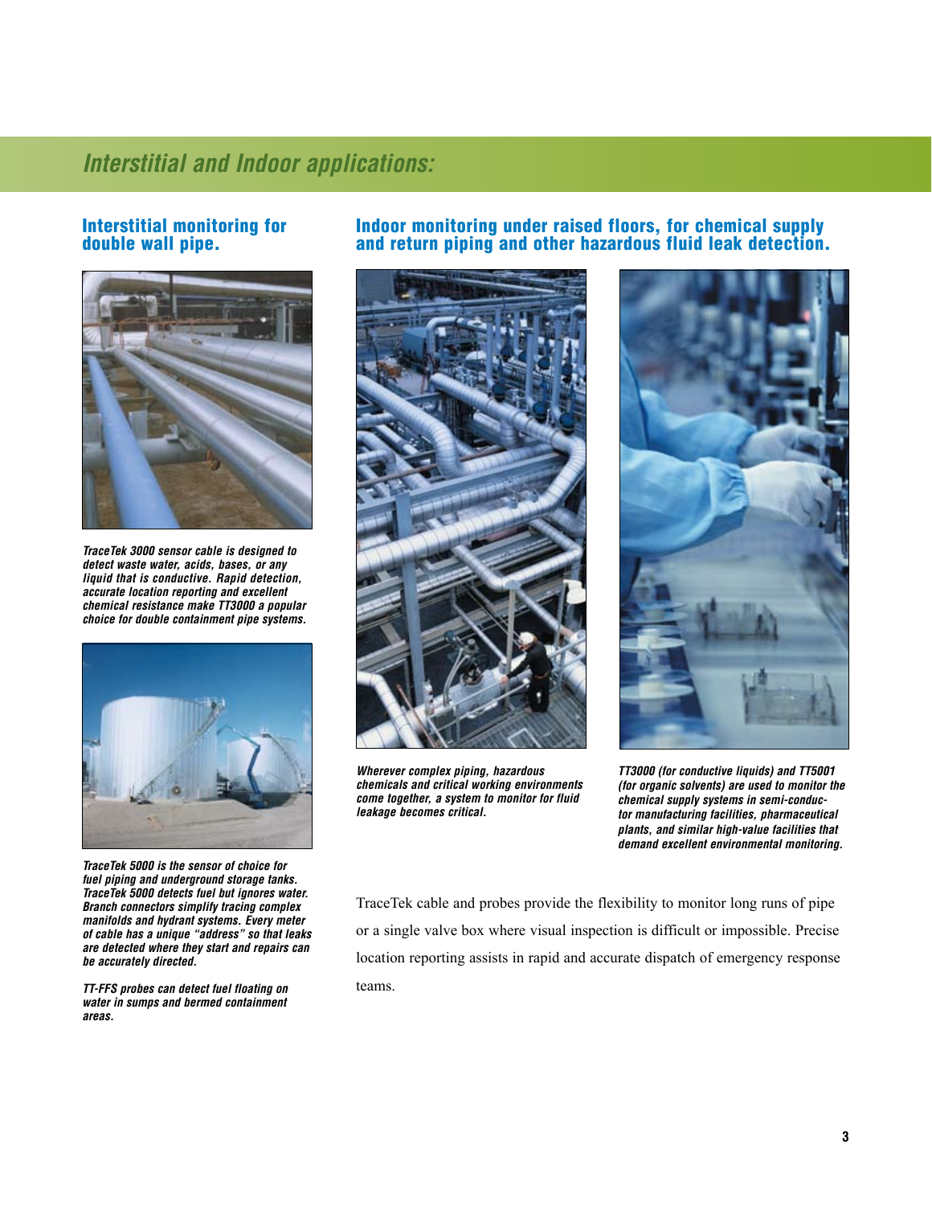# Interstitial and Indoor applications:

## Interstitial monitoring for double wall pipe.

*TraceTek 3000 sensor cable is designed to detect waste water, acids, bases, or any liquid that is conductive. Rapid detection, accurate location reporting and excellent chemical resistance make TT3000 a popular choice for double containment pipe systems.*

*TraceTek 5000 is the sensor of choice for fuel piping and underground storage tanks. TraceTek 5000 detects fuel but ignores water. Branch connectors simplify tracing complex manifolds and hydrant systems. Every meter of cable has a unique "address" so that leaks are detected where they start and repairs can be accurately directed.*

*TT-FFS probes can detect fuel floating on water in sumps and bermed containment areas.*

## Indoor monitoring under raised floors, for chemical supply and return piping and other hazardous fluid leak detection.

*Wherever complex piping, hazardous chemicals and critical working environments come together, a system to monitor for fluid leakage becomes critical.*

*TT3000 (for conductive liquids) and TT5001 (for organic solvents) are used to monitor the chemical supply systems in semi-conductor manufacturing facilities, pharmaceutical plants, and similar high-value facilities that demand excellent environmental monitoring.*

TraceTek cable and probes provide the flexibility to monitor long runs of pipe or a single valve box where visual inspection is difficult or impossible. Precise location reporting assists in rapid and accurate dispatch of emergency response teams.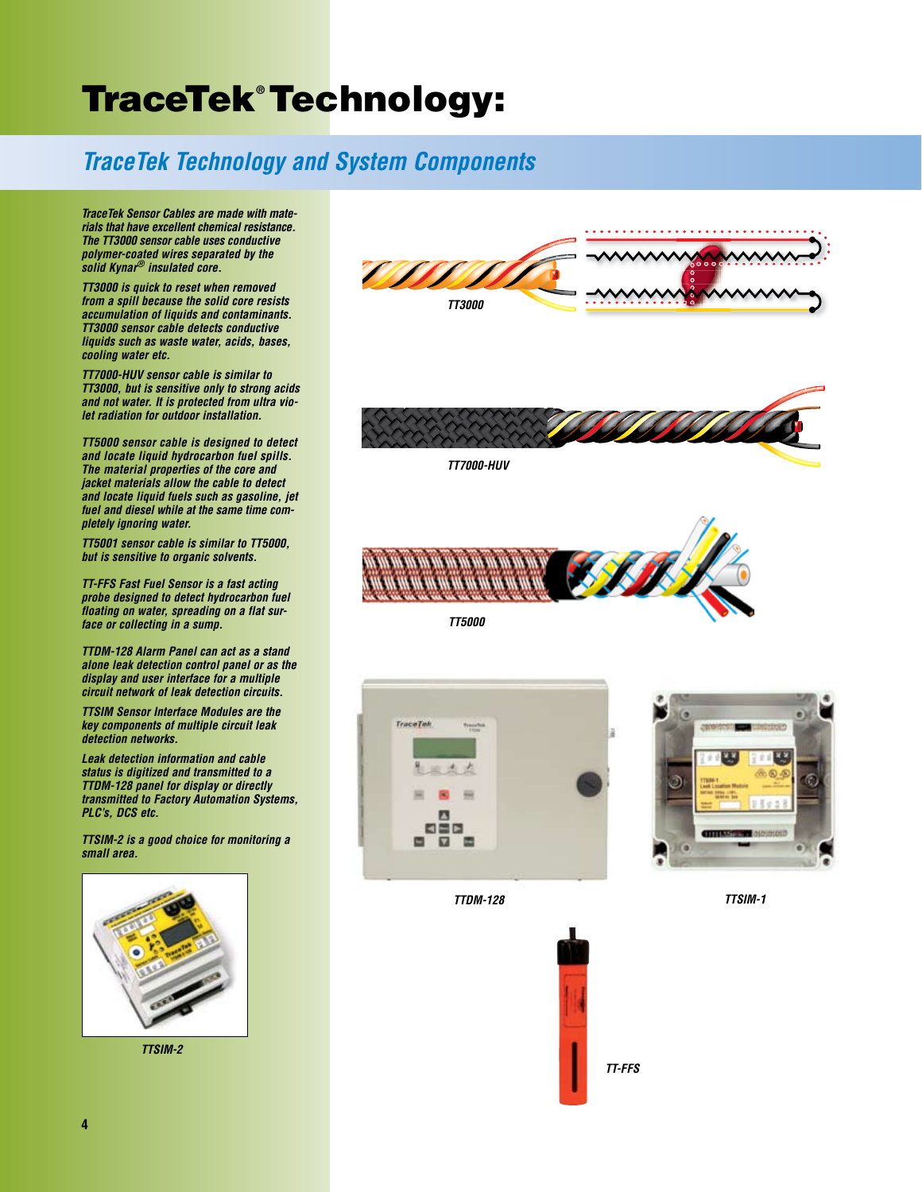# TraceTek® Technology:

## TraceTek Technology and System Components

*TraceTek Sensor Cables are made with materials that have excellent chemical resistance. The TT3000 sensor cable uses conductive polymer-coated wires separated by the solid Kynar® insulated core.*

*TT3000 is quick to reset when removed from a spill because the solid core resists accumulation of liquids and contaminants. TT3000 sensor cable detects conductive liquids such as waste water, acids, bases, cooling water etc.*

*TT7000-HUV sensor cable is similar to TT3000, but is sensitive only to strong acids and not water. It is protected from ultra violet radiation for outdoor installation.*

*TT5000 sensor cable is designed to detect and locate liquid hydrocarbon fuel spills. The material properties of the core and jacket materials allow the cable to detect and locate liquid fuels such as gasoline, jet fuel and diesel while at the same time completely ignoring water.*

*TT5001 sensor cable is similar to TT5000, but is sensitive to organic solvents.*

*TT-FFS Fast Fuel Sensor is a fast acting probe designed to detect hydrocarbon fuel floating on water, spreading on a flat surface or collecting in a sump.*

*TTDM-128 Alarm Panel can act as a stand alone leak detection control panel or as the display and user interface for a multiple circuit network of leak detection circuits.*

*TTSIM Sensor Interface Modules are the key components of multiple circuit leak detection networks.*

*Leak detection information and cable status is digitized and transmitted to a TTDM-128 panel for display or directly transmitted to Factory Automation Systems, PLC's, DCS etc.*

*TTSIM-2 is a good choice for monitoring a small area.*

*TTSIM-2*

*TT3000*

*TT7000-HUV*

*TT5000*

*TTDM-128*

*TTSIM-1*

*TT-FFS*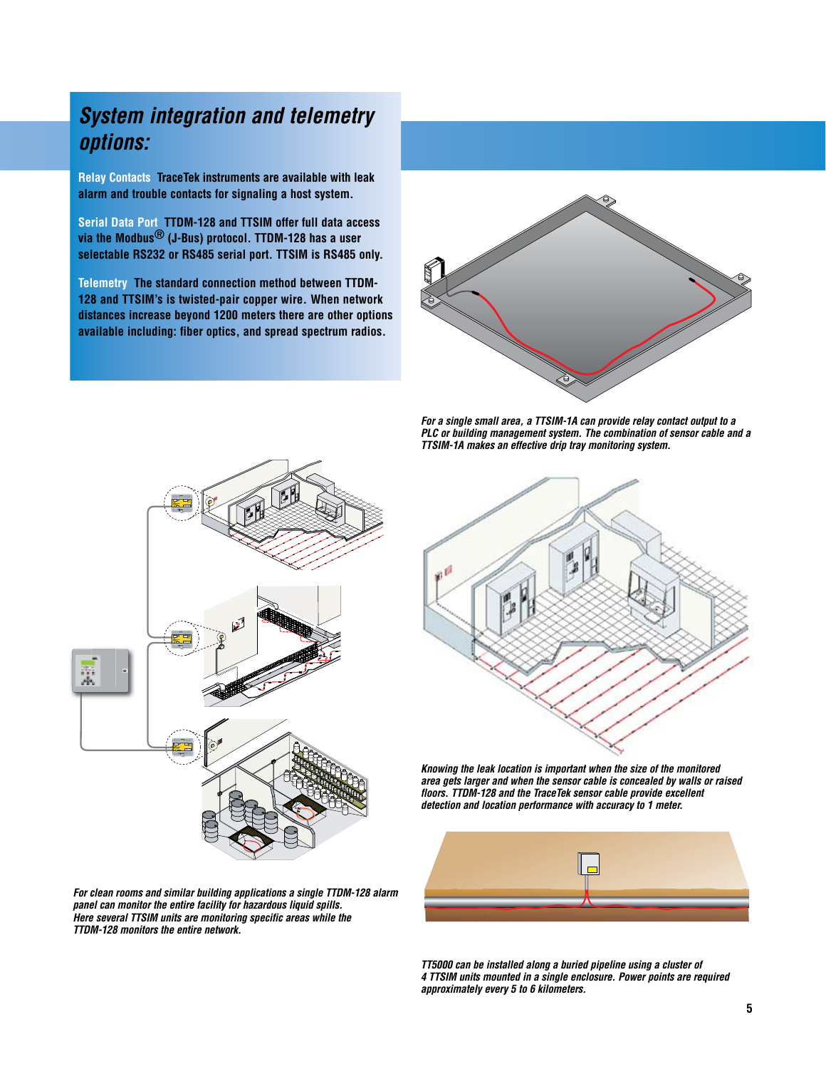## System integration and telemetry options:

**Relay Contacts** TraceTek instruments are available with leak alarm and trouble contacts for signaling a host system.

**Serial Data Port** TTDM-128 and TTSIM offer full data access via the Modbus® (J-Bus) protocol. TTDM-128 has a user selectable RS232 or RS485 serial port. TTSIM is RS485 only.

**Telemetry** The standard connection method between TTDM-128 and TTSIM's is twisted-pair copper wire. When network distances increase beyond 1200 meters there are other options available including: fiber optics, and spread spectrum radios.

*For a single small area, a TTSIM-1A can provide relay contact output to a PLC or building management system. The combination of sensor cable and a TTSIM-1A makes an effective drip tray monitoring system.*

*Knowing the leak location is important when the size of the monitored area gets larger and when the sensor cable is concealed by walls or raised floors. TTDM-128 and the TraceTek sensor cable provide excellent detection and location performance with accuracy to 1 meter.*

*For clean rooms and similar building applications a single TTDM-128 alarm panel can monitor the entire facility for hazardous liquid spills. Here several TTSIM units are monitoring specific areas while the TTDM-128 monitors the entire network.*

*TT5000 can be installed along a buried pipeline using a cluster of 4 TTSIM units mounted in a single enclosure. Power points are required approximately every 5 to 6 kilometers.*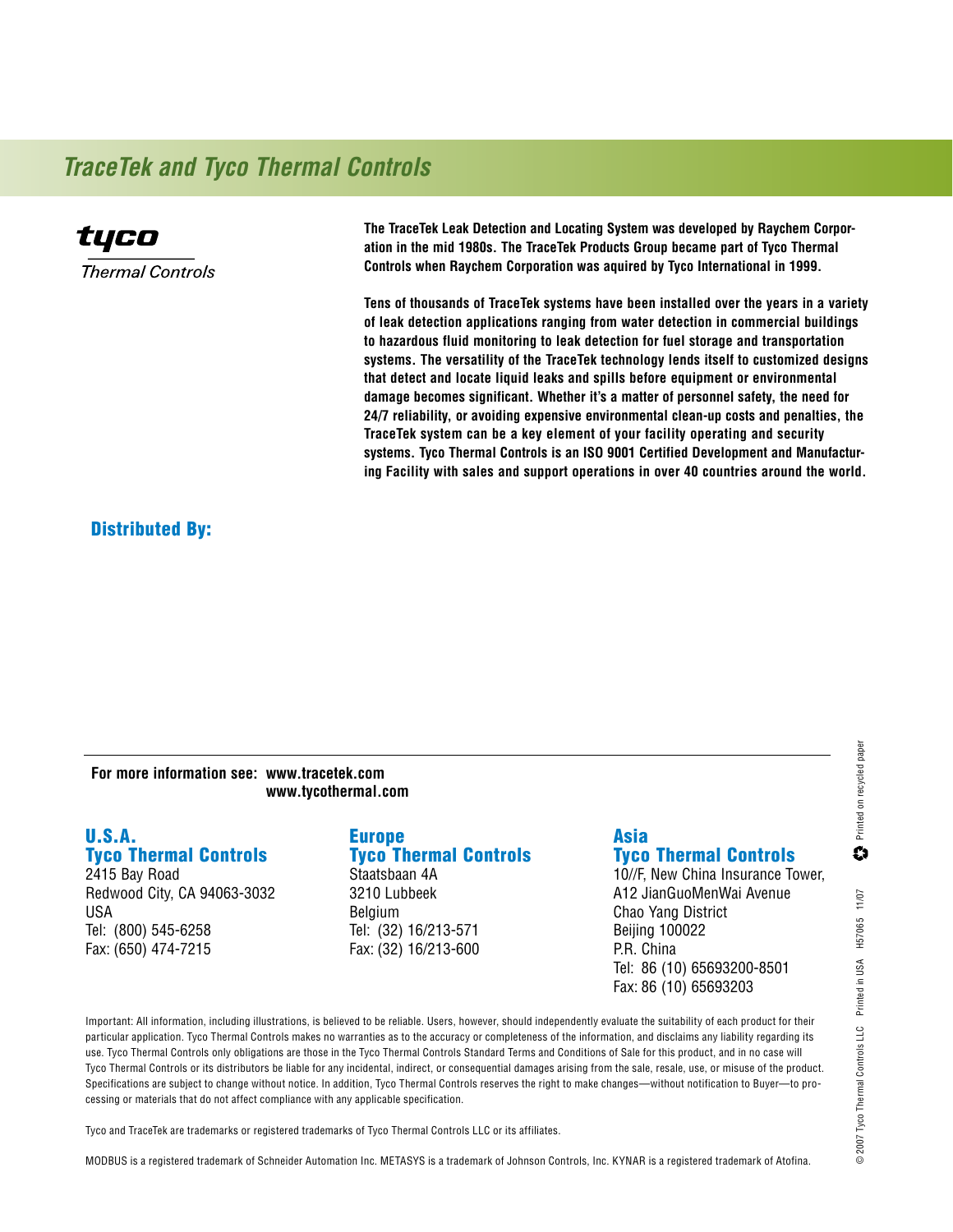## TraceTek and Tyco Thermal Controls

tyco
Thermal Controls

**The TraceTek Leak Detection and Locating System was developed by Raychem Corporation in the mid 1980s. The TraceTek Products Group became part of Tyco Thermal Controls when Raychem Corporation was aquired by Tyco International in 1999.**

**Tens of thousands of TraceTek systems have been installed over the years in a variety of leak detection applications ranging from water detection in commercial buildings to hazardous fluid monitoring to leak detection for fuel storage and transportation systems. The versatility of the TraceTek technology lends itself to customized designs that detect and locate liquid leaks and spills before equipment or environmental damage becomes significant. Whether it's a matter of personnel safety, the need for 24/7 reliability, or avoiding expensive environmental clean-up costs and penalties, the TraceTek system can be a key element of your facility operating and security systems. Tyco Thermal Controls is an ISO 9001 Certified Development and Manufacturing Facility with sales and support operations in over 40 countries around the world.**

**Distributed By:**

**For more information see: www.tracetek.com
www.tycothermal.com**

**U.S.A.**
**Tyco Thermal Controls**
2415 Bay Road
Redwood City, CA 94063-3032
USA
Tel: (800) 545-6258
Fax: (650) 474-7215

**Europe**
**Tyco Thermal Controls**
Staatsbaan 4A
3210 Lubbeek
Belgium
Tel: (32) 16/213-571
Fax: (32) 16/213-600

**Asia**
**Tyco Thermal Controls**
10//F, New China Insurance Tower,
A12 JianGuoMenWai Avenue
Chao Yang District
Beijing 100022
P.R. China
Tel: 86 (10) 65693200-8501
Fax: 86 (10) 65693203

Important: All information, including illustrations, is believed to be reliable. Users, however, should independently evaluate the suitability of each product for their particular application. Tyco Thermal Controls makes no warranties as to the accuracy or completeness of the information, and disclaims any liability regarding its use. Tyco Thermal Controls only obligations are those in the Tyco Thermal Controls Standard Terms and Conditions of Sale for this product, and in no case will Tyco Thermal Controls or its distributors be liable for any incidental, indirect, or consequential damages arising from the sale, resale, use, or misuse of the product. Specifications are subject to change without notice. In addition, Tyco Thermal Controls reserves the right to make changes—without notification to Buyer—to processing or materials that do not affect compliance with any applicable specification.

Tyco and TraceTek are trademarks or registered trademarks of Tyco Thermal Controls LLC or its affiliates.

MODBUS is a registered trademark of Schneider Automation Inc. METASYS is a trademark of Johnson Controls, Inc. KYNAR is a registered trademark of Atofina.

© 2007 Tyco Thermal Controls LLC Printed in USA H57065 11/07 Printed on recycled paper